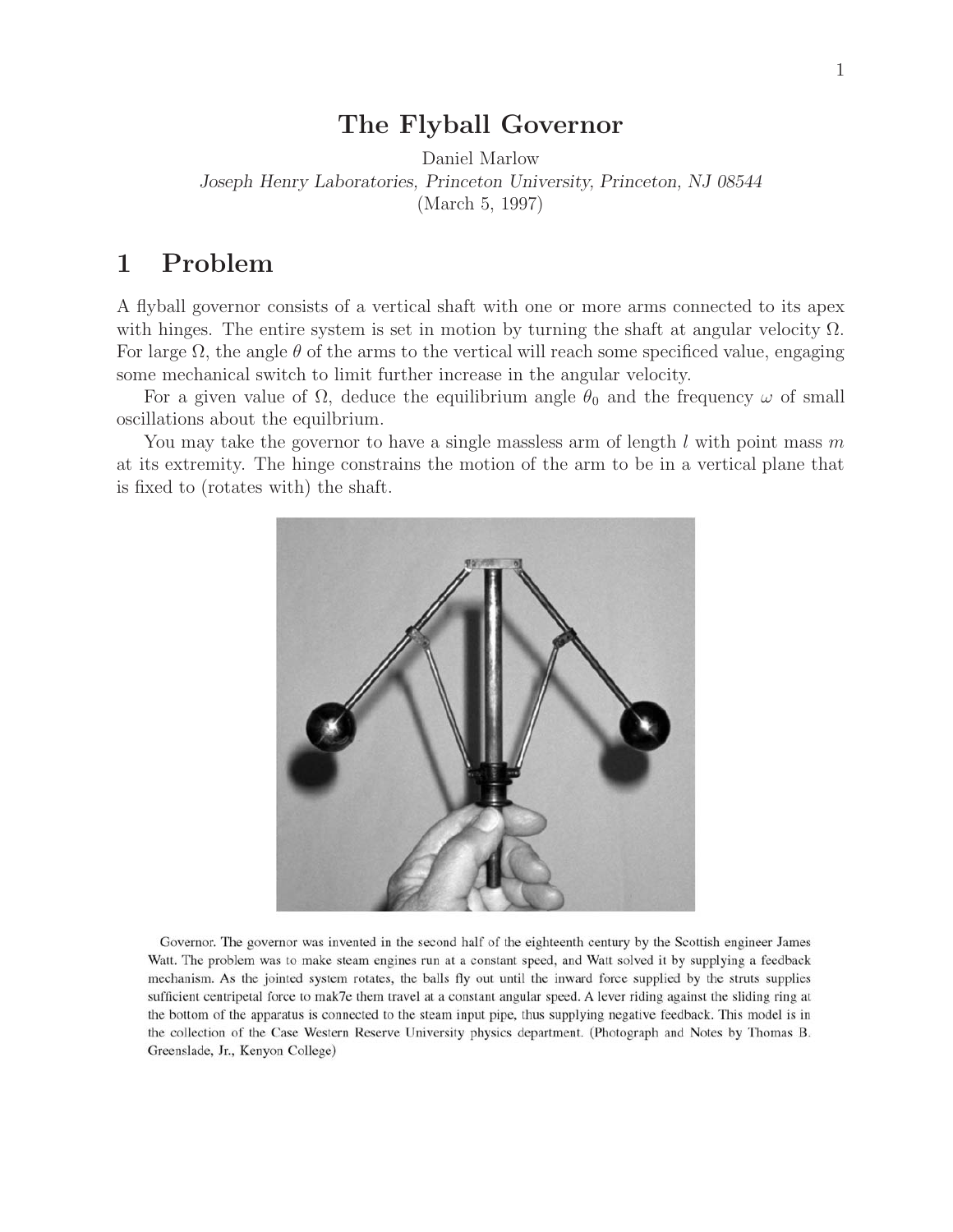# The Flyball Governor

Daniel Marlow

*Joseph Henry Laboratories, Princeton University, Princeton, NJ 08544*

(March 5, 1997)

## 1 Problem

A flyball governor consists of a vertical shaft with one or more arms connected to its apex with hinges. The entire system is set in motion by turning the shaft at angular velocity $\Omega$. For large $\Omega$, the angle $\theta$ of the arms to the vertical will reach some specificed value, engaging some mechanical switch to limit further increase in the angular velocity.

For a given value of $\Omega$, deduce the equilibrium angle $\theta_0$ and the frequency $\omega$ of small oscillations about the equilbrium.

You may take the governor to have a single massless arm of length $l$ with point mass $m$ at its extremity. The hinge constrains the motion of the arm to be in a vertical plane that is fixed to (rotates with) the shaft.

Governor. The governor was invented in the second half of the eighteenth century by the Scottish engineer James Watt. The problem was to make steam engines run at a constant speed, and Watt solved it by supplying a feedback mechanism. As the jointed system rotates, the balls fly out until the inward force supplied by the struts supplies sufficient centripetal force to mak7e them travel at a constant angular speed. A lever riding against the sliding ring at the bottom of the apparatus is connected to the steam input pipe, thus supplying negative feedback. This model is in the collection of the Case Western Reserve University physics department. (Photograph and Notes by Thomas B. Greenslade, Jr., Kenyon College)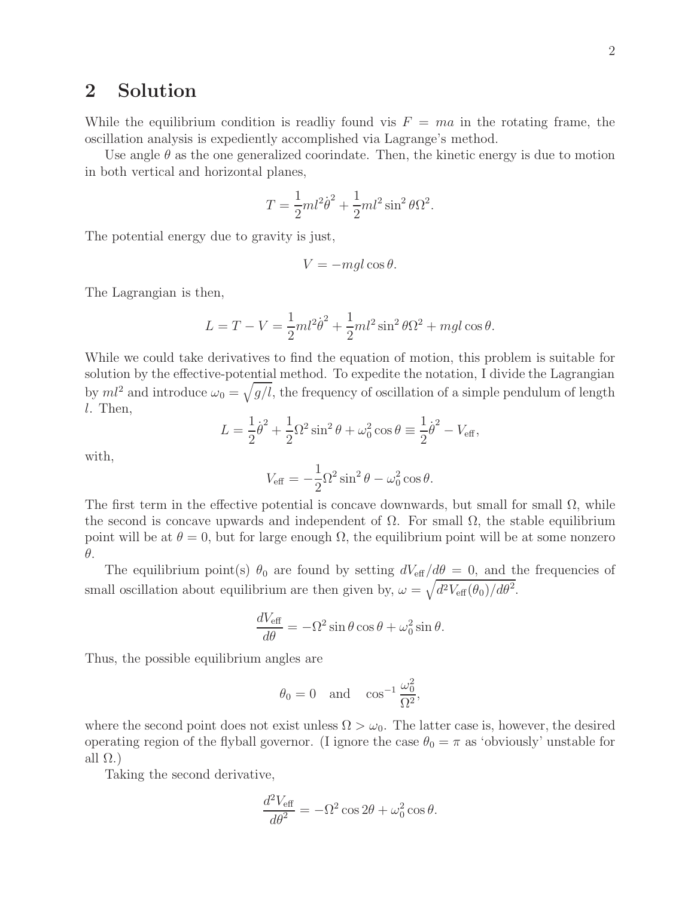## 2 Solution

While the equilibrium condition is readliy found vis $F = ma$ in the rotating frame, the oscillation analysis is expediently accomplished via Lagrange's method.

Use angle $\theta$ as the one generalized coorindate. Then, the kinetic energy is due to motion in both vertical and horizontal planes,

$$T = \frac{1}{2}ml^2\dot{\theta}^2 + \frac{1}{2}ml^2\sin^2\theta\,\Omega^2.$$

The potential energy due to gravity is just,

$$V = -mgl\cos\theta.$$

The Lagrangian is then,

$$L = T - V = \frac{1}{2}ml^2\dot{\theta}^2 + \frac{1}{2}ml^2\sin^2\theta\,\Omega^2 + mgl\cos\theta.$$

While we could take derivatives to find the equation of motion, this problem is suitable for solution by the effective-potential method. To expedite the notation, I divide the Lagrangian by $ml^2$ and introduce $\omega_0 = \sqrt{g/l}$, the frequency of oscillation of a simple pendulum of length $l$. Then,

$$L = \frac{1}{2}\dot{\theta}^2 + \frac{1}{2}\Omega^2\sin^2\theta + \omega_0^2\cos\theta \equiv \frac{1}{2}\dot{\theta}^2 - V_{\rm eff},$$

with,

$$V_{\rm eff} = -\frac{1}{2}\Omega^2\sin^2\theta - \omega_0^2\cos\theta.$$

The first term in the effective potential is concave downwards, but small for small $\Omega$, while the second is concave upwards and independent of $\Omega$. For small $\Omega$, the stable equilibrium point will be at $\theta = 0$, but for large enough $\Omega$, the equilibrium point will be at some nonzero $\theta$.

The equilibrium point(s) $\theta_0$ are found by setting $dV_{\rm eff}/d\theta = 0$, and the frequencies of small oscillation about equilibrium are then given by, $\omega = \sqrt{d^2V_{\rm eff}(\theta_0)/d\theta^2}$.

$$\frac{dV_{\rm eff}}{d\theta} = -\Omega^2\sin\theta\cos\theta + \omega_0^2\sin\theta.$$

Thus, the possible equilibrium angles are

$$\theta_0 = 0 \quad \text{and} \quad \cos^{-1}\frac{\omega_0^2}{\Omega^2},$$

where the second point does not exist unless $\Omega > \omega_0$. The latter case is, however, the desired operating region of the flyball governor. (I ignore the case $\theta_0 = \pi$ as 'obviously' unstable for all $\Omega$.)

Taking the second derivative,

$$\frac{d^2V_{\rm eff}}{d\theta^2} = -\Omega^2\cos 2\theta + \omega_0^2\cos\theta.$$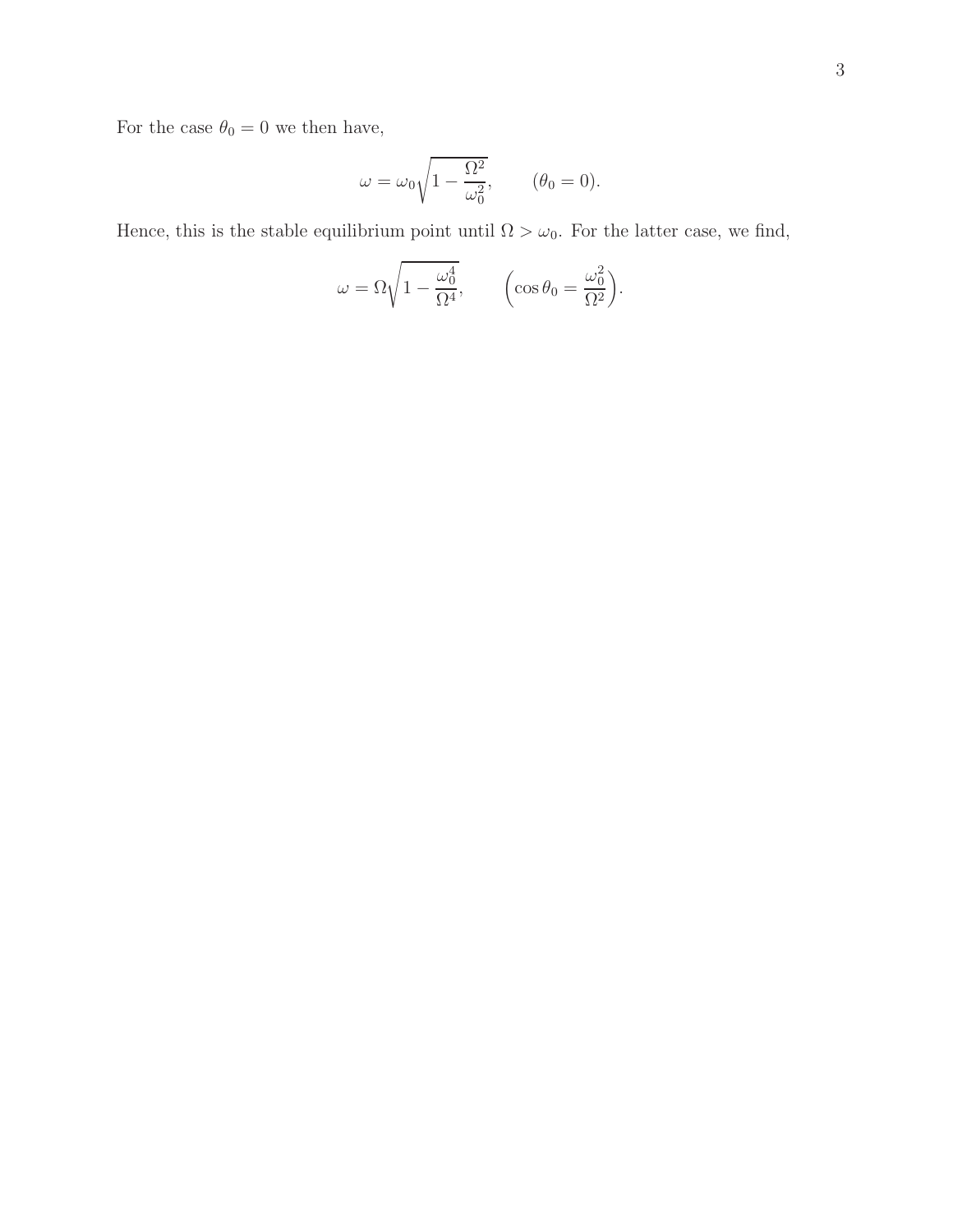For the case $\theta_0 = 0$ we then have,

$$\omega = \omega_0 \sqrt{1 - \frac{\Omega^2}{\omega_0^2}}, \qquad (\theta_0 = 0).$$

Hence, this is the stable equilibrium point until $\Omega > \omega_0$. For the latter case, we find,

$$\omega = \Omega \sqrt{1 - \frac{\omega_0^4}{\Omega^4}}, \qquad \left(\cos\theta_0 = \frac{\omega_0^2}{\Omega^2}\right).$$